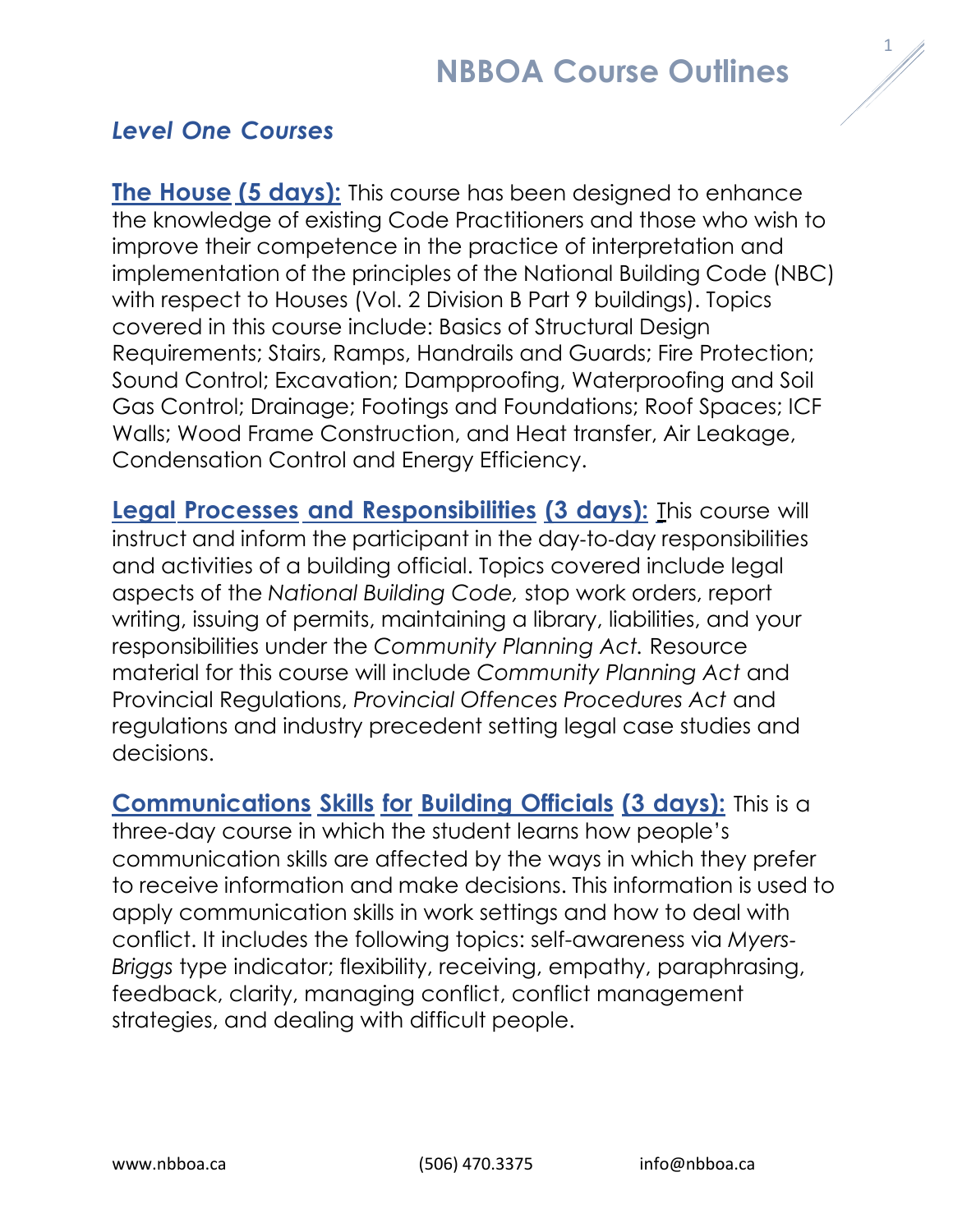# NBBOA Course Outlines

## *Level One Courses*

**The House (5 days):** This course has been designed to enhance the knowledge of existing Code Practitioners and those who wish to improve their competence in the practice of interpretation and implementation of the principles of the National Building Code (NBC) with respect to Houses (Vol. 2 Division B Part 9 buildings). Topics covered in this course include: Basics of Structural Design Requirements; Stairs, Ramps, Handrails and Guards; Fire Protection; Sound Control; Excavation; Dampproofing, Waterproofing and Soil Gas Control; Drainage; Footings and Foundations; Roof Spaces; ICF Walls; Wood Frame Construction, and Heat transfer, Air Leakage, Condensation Control and Energy Efficiency.

**Legal Processes and Responsibilities (3 days):** This course will instruct and inform the participant in the day-to-day responsibilities and activities of a building official. Topics covered include legal aspects of the *National Building Code,* stop work orders, report writing, issuing of permits, maintaining a library, liabilities, and your responsibilities under the *Community Planning Act.* Resource material for this course will include *Community Planning Act* and Provincial Regulations, *Provincial Offences Procedures Act* and regulations and industry precedent setting legal case studies and decisions.

**Communications Skills for Building Officials (3 days):** This is a three-day course in which the student learns how people's communication skills are affected by the ways in which they prefer to receive information and make decisions. This information is used to apply communication skills in work settings and how to deal with conflict. It includes the following topics: self-awareness via *Myers-Briggs* type indicator; flexibility, receiving, empathy, paraphrasing, feedback, clarity, managing conflict, conflict management strategies, and dealing with difficult people.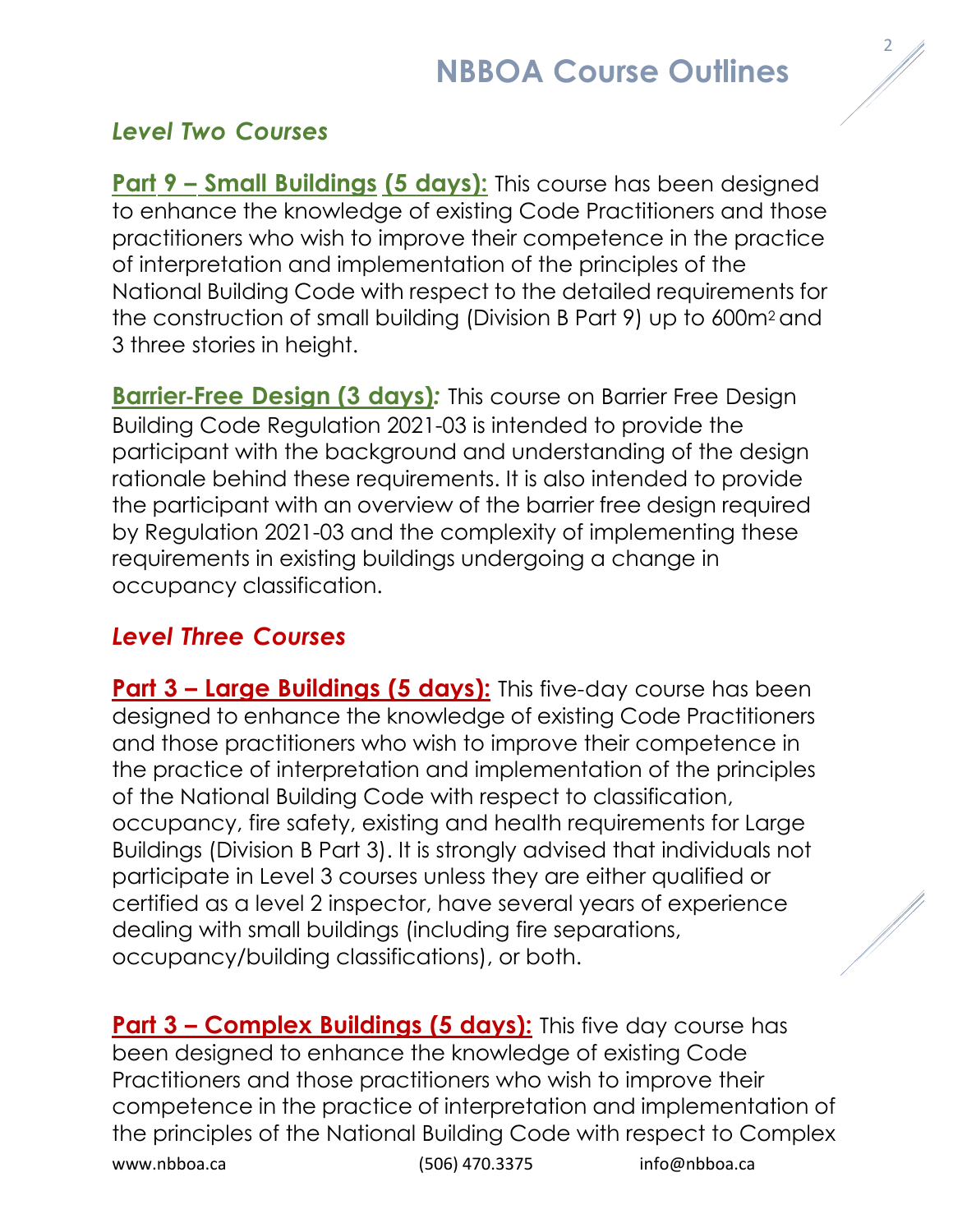## *Level Two Courses*

**Part 9 – Small Buildings (5 days):** This course has been designed to enhance the knowledge of existing Code Practitioners and those practitioners who wish to improve their competence in the practice of interpretation and implementation of the principles of the National Building Code with respect to the detailed requirements for the construction of small building (Division B Part 9) up to 600m$^2$ and 3 three stories in height.

**Barrier-Free Design (3 days)***:* This course on Barrier Free Design Building Code Regulation 2021-03 is intended to provide the participant with the background and understanding of the design rationale behind these requirements. It is also intended to provide the participant with an overview of the barrier free design required by Regulation 2021-03 and the complexity of implementing these requirements in existing buildings undergoing a change in occupancy classification.

## *Level Three Courses*

**Part 3 – Large Buildings (5 days):** This five-day course has been designed to enhance the knowledge of existing Code Practitioners and those practitioners who wish to improve their competence in the practice of interpretation and implementation of the principles of the National Building Code with respect to classification, occupancy, fire safety, existing and health requirements for Large Buildings (Division B Part 3). It is strongly advised that individuals not participate in Level 3 courses unless they are either qualified or certified as a level 2 inspector, have several years of experience dealing with small buildings (including fire separations, occupancy/building classifications), or both.

**Part 3 – Complex Buildings (5 days):** This five day course has been designed to enhance the knowledge of existing Code Practitioners and those practitioners who wish to improve their competence in the practice of interpretation and implementation of the principles of the National Building Code with respect to Complex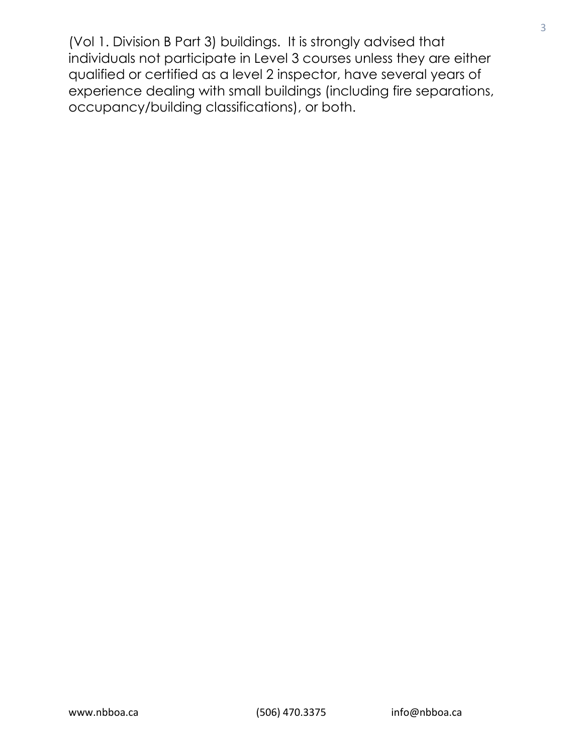(Vol 1. Division B Part 3) buildings. It is strongly advised that individuals not participate in Level 3 courses unless they are either qualified or certified as a level 2 inspector, have several years of experience dealing with small buildings (including fire separations, occupancy/building classifications), or both.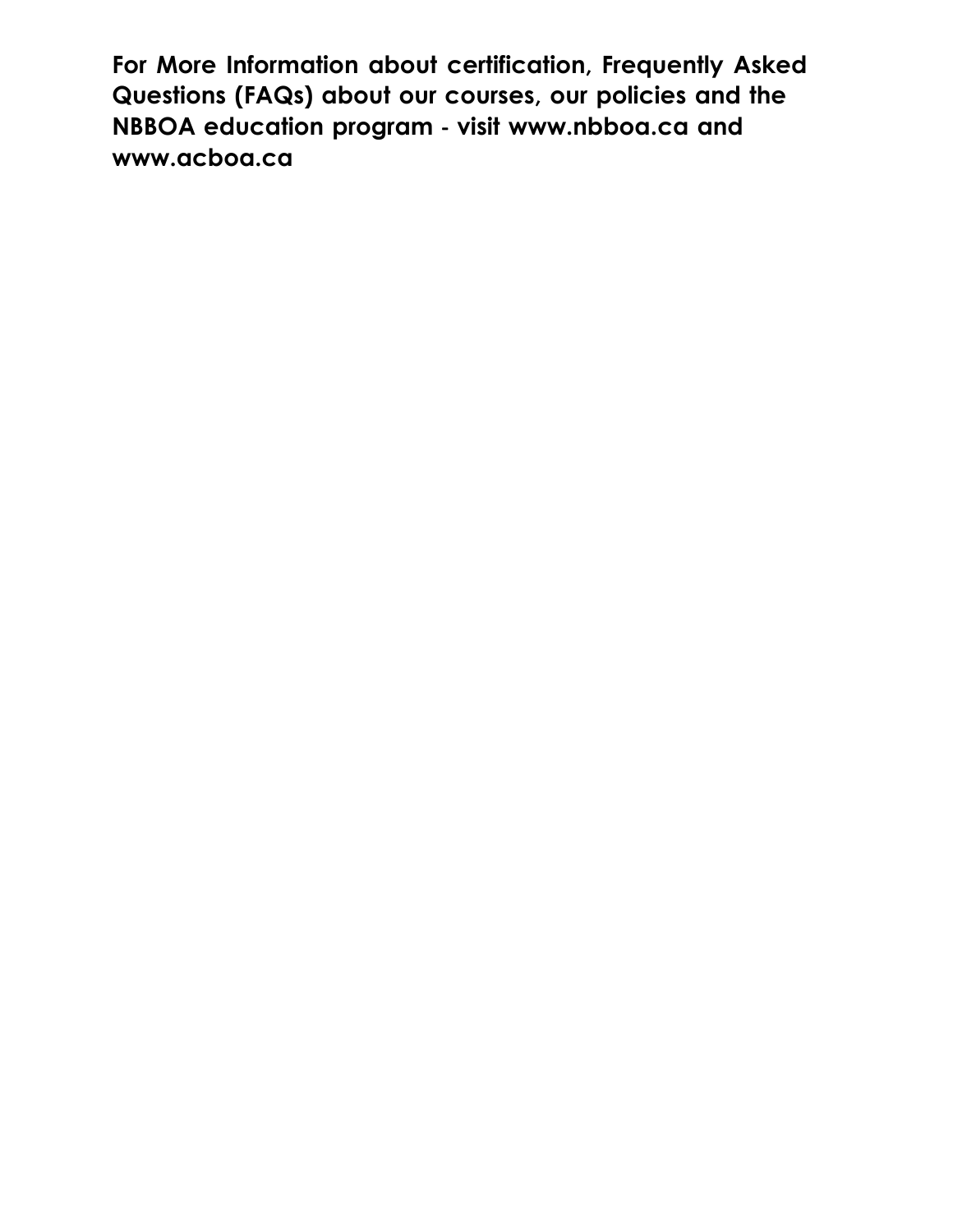**For More Information about certification, Frequently Asked Questions (FAQs) about our courses, our policies and the NBBOA education program - visit www.nbboa.ca and www.acboa.ca**